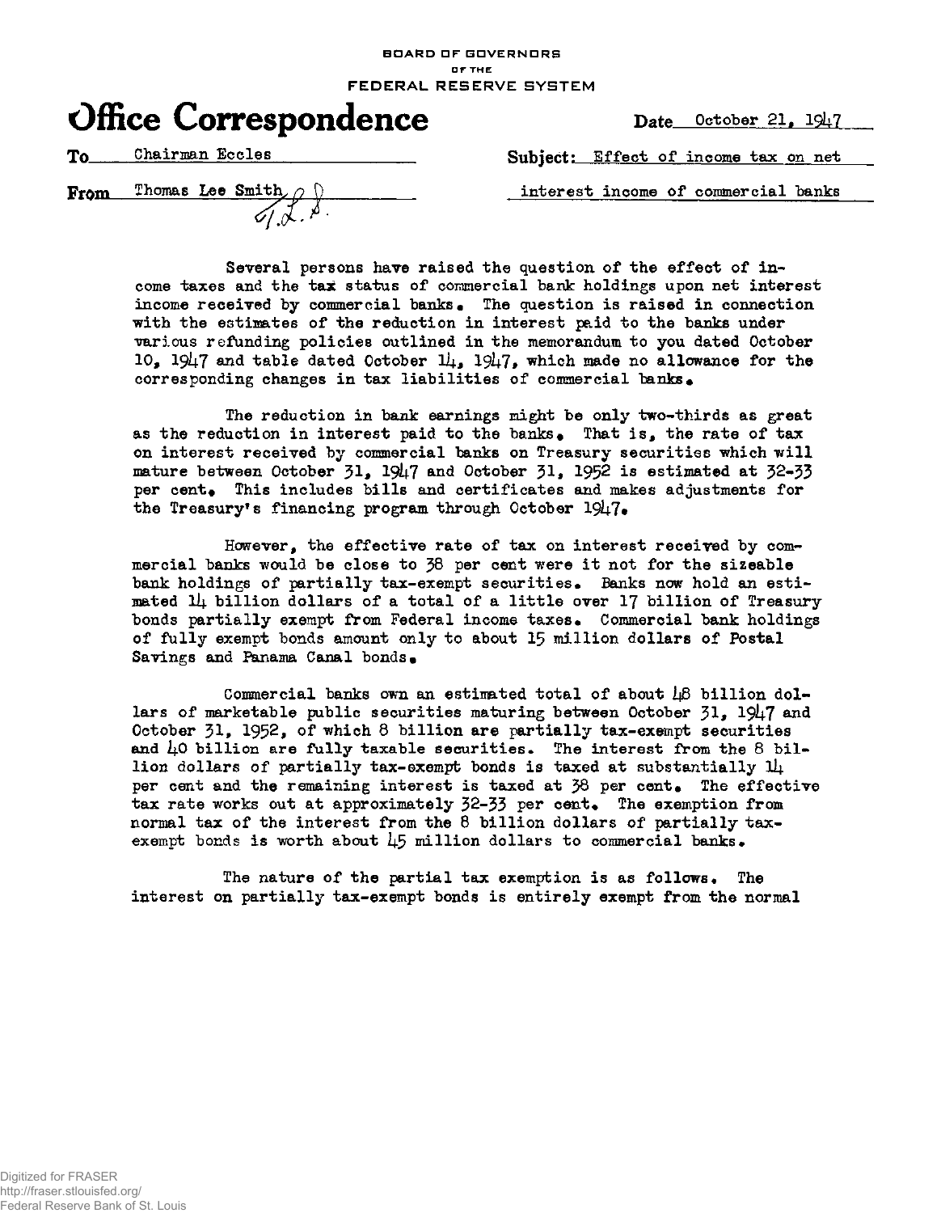BOARD OF GOVERNORS
OF THE
FEDERAL RESERVE SYSTEM

# Office Correspondence

Date October 21, 1947

To Chairman Eccles

From Thomas Lee Smith T.L.S.

Subject: Effect of income tax on net interest income of commercial banks

Several persons have raised the question of the effect of income taxes and the tax status of commercial bank holdings upon net interest income received by commercial banks. The question is raised in connection with the estimates of the reduction in interest paid to the banks under various refunding policies outlined in the memorandum to you dated October 10, 1947 and table dated October 14, 1947, which made no allowance for the corresponding changes in tax liabilities of commercial banks.

The reduction in bank earnings might be only two-thirds as great as the reduction in interest paid to the banks. That is, the rate of tax on interest received by commercial banks on Treasury securities which will mature between October 31, 1947 and October 31, 1952 is estimated at 32-33 per cent. This includes bills and certificates and makes adjustments for the Treasury's financing program through October 1947.

However, the effective rate of tax on interest received by commercial banks would be close to 38 per cent were it not for the sizeable bank holdings of partially tax-exempt securities. Banks now hold an estimated 14 billion dollars of a total of a little over 17 billion of Treasury bonds partially exempt from Federal income taxes. Commercial bank holdings of fully exempt bonds amount only to about 15 million dollars of Postal Savings and Panama Canal bonds.

Commercial banks own an estimated total of about 48 billion dollars of marketable public securities maturing between October 31, 1947 and October 31, 1952, of which 8 billion are partially tax-exempt securities and 40 billion are fully taxable securities. The interest from the 8 billion dollars of partially tax-exempt bonds is taxed at substantially 14 per cent and the remaining interest is taxed at 38 per cent. The effective tax rate works out at approximately 32-33 per cent. The exemption from normal tax of the interest from the 8 billion dollars of partially tax-exempt bonds is worth about 45 million dollars to commercial banks.

The nature of the partial tax exemption is as follows. The interest on partially tax-exempt bonds is entirely exempt from the normal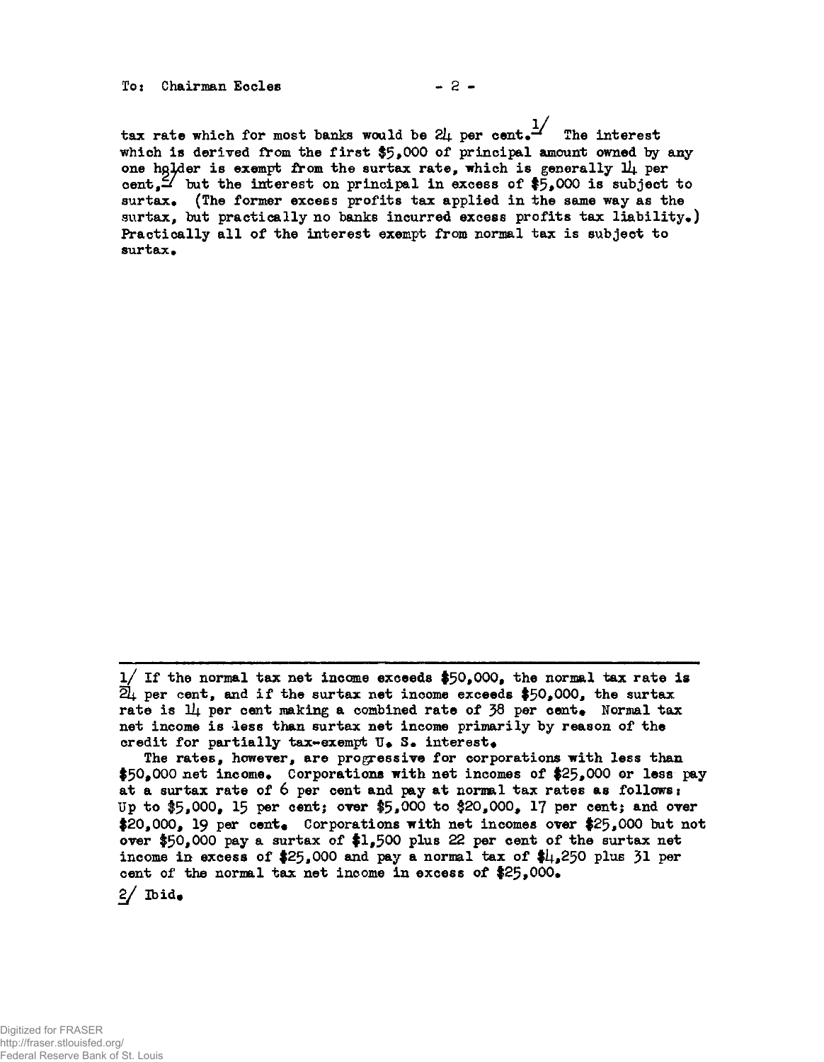tax rate which for most banks would be 24 per cent.[1] The interest which is derived from the first $5,000 of principal amount owned by any one holder is exempt from the surtax rate, which is generally 14 per cent,[2] but the interest on principal in excess of $5,000 is subject to surtax. (The former excess profits tax applied in the same way as the surtax, but practically no banks incurred excess profits tax liability.) Practically all of the interest exempt from normal tax is subject to surtax.

---

1/ If the normal tax net income exceeds $50,000, the normal tax rate is 24 per cent, and if the surtax net income exceeds $50,000, the surtax rate is 14 per cent making a combined rate of 38 per cent. Normal tax net income is less than surtax net income primarily by reason of the credit for partially tax-exempt U. S. interest.

The rates, however, are progressive for corporations with less than $50,000 net income. Corporations with net incomes of $25,000 or less pay at a surtax rate of 6 per cent and pay at normal tax rates as follows: Up to $5,000, 15 per cent; over $5,000 to $20,000, 17 per cent; and over $20,000, 19 per cent. Corporations with net incomes over $25,000 but not over $50,000 pay a surtax of $1,500 plus 22 per cent of the surtax net income in excess of $25,000 and pay a normal tax of $4,250 plus 31 per cent of the normal tax net income in excess of $25,000.

2/ Ibid.